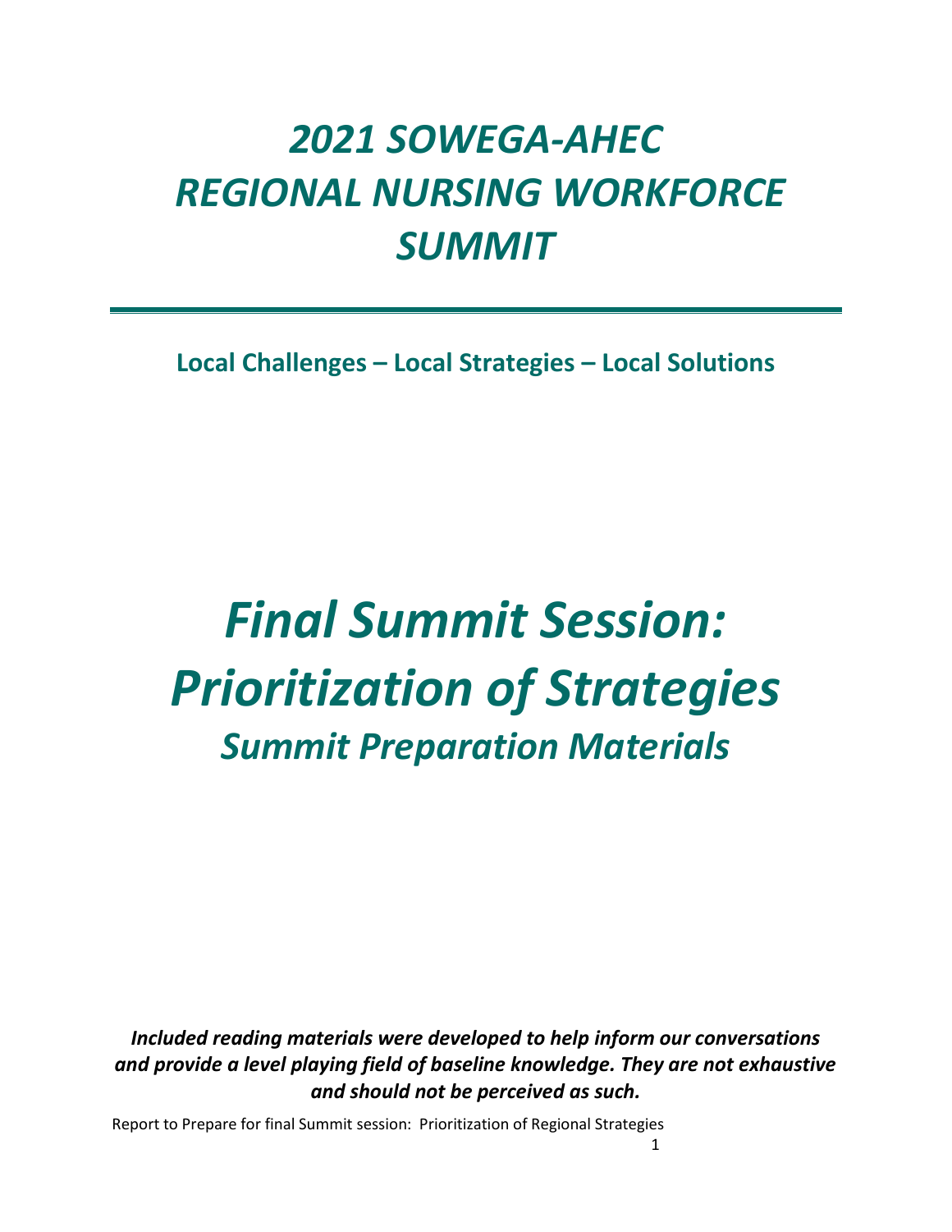# *2021 SOWEGA-AHEC REGIONAL NURSING WORKFORCE SUMMIT*

---

**Local Challenges – Local Strategies – Local Solutions**

# *Final Summit Session: Prioritization of Strategies*

## *Summit Preparation Materials*

***Included reading materials were developed to help inform our conversations and provide a level playing field of baseline knowledge. They are not exhaustive and should not be perceived as such.***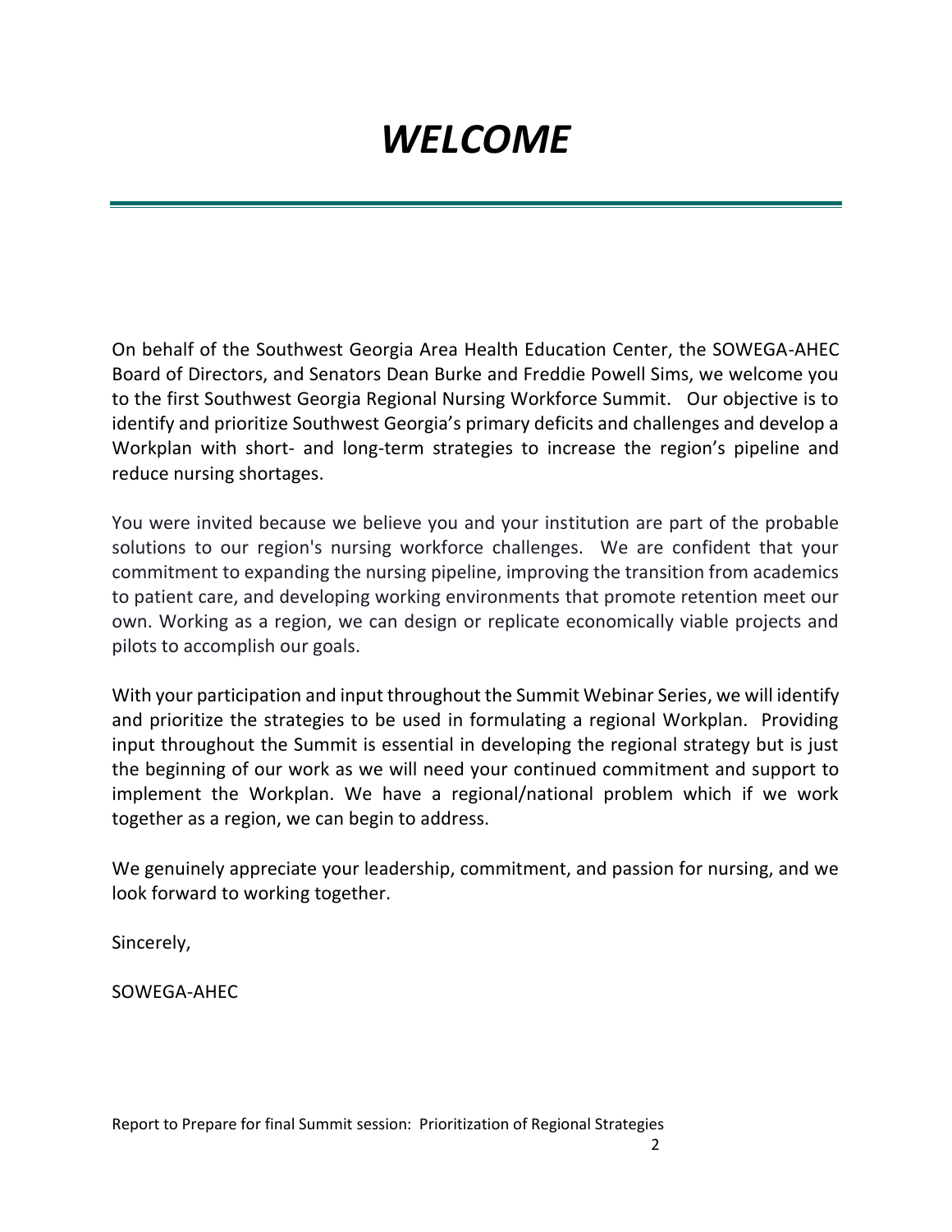# *WELCOME*

On behalf of the Southwest Georgia Area Health Education Center, the SOWEGA-AHEC Board of Directors, and Senators Dean Burke and Freddie Powell Sims, we welcome you to the first Southwest Georgia Regional Nursing Workforce Summit. Our objective is to identify and prioritize Southwest Georgia's primary deficits and challenges and develop a Workplan with short- and long-term strategies to increase the region's pipeline and reduce nursing shortages.

You were invited because we believe you and your institution are part of the probable solutions to our region's nursing workforce challenges. We are confident that your commitment to expanding the nursing pipeline, improving the transition from academics to patient care, and developing working environments that promote retention meet our own. Working as a region, we can design or replicate economically viable projects and pilots to accomplish our goals.

With your participation and input throughout the Summit Webinar Series, we will identify and prioritize the strategies to be used in formulating a regional Workplan. Providing input throughout the Summit is essential in developing the regional strategy but is just the beginning of our work as we will need your continued commitment and support to implement the Workplan. We have a regional/national problem which if we work together as a region, we can begin to address.

We genuinely appreciate your leadership, commitment, and passion for nursing, and we look forward to working together.

Sincerely,

SOWEGA-AHEC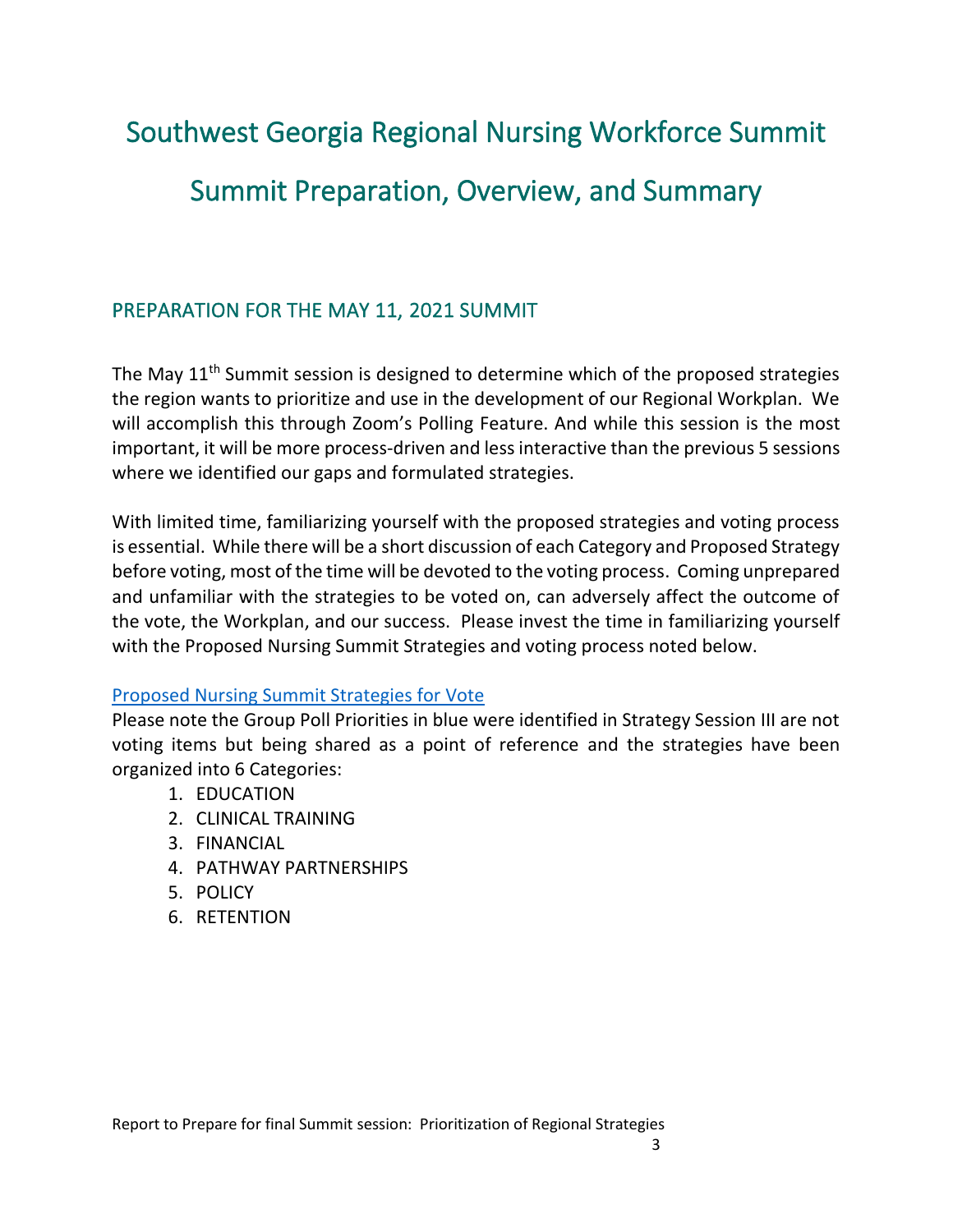# Southwest Georgia Regional Nursing Workforce Summit

# Summit Preparation, Overview, and Summary

## PREPARATION FOR THE MAY 11, 2021 SUMMIT

The May 11th Summit session is designed to determine which of the proposed strategies the region wants to prioritize and use in the development of our Regional Workplan. We will accomplish this through Zoom's Polling Feature. And while this session is the most important, it will be more process-driven and less interactive than the previous 5 sessions where we identified our gaps and formulated strategies.

With limited time, familiarizing yourself with the proposed strategies and voting process is essential. While there will be a short discussion of each Category and Proposed Strategy before voting, most of the time will be devoted to the voting process. Coming unprepared and unfamiliar with the strategies to be voted on, can adversely affect the outcome of the vote, the Workplan, and our success. Please invest the time in familiarizing yourself with the Proposed Nursing Summit Strategies and voting process noted below.

Proposed Nursing Summit Strategies for Vote

Please note the Group Poll Priorities in blue were identified in Strategy Session III are not voting items but being shared as a point of reference and the strategies have been organized into 6 Categories:

1. EDUCATION
2. CLINICAL TRAINING
3. FINANCIAL
4. PATHWAY PARTNERSHIPS
5. POLICY
6. RETENTION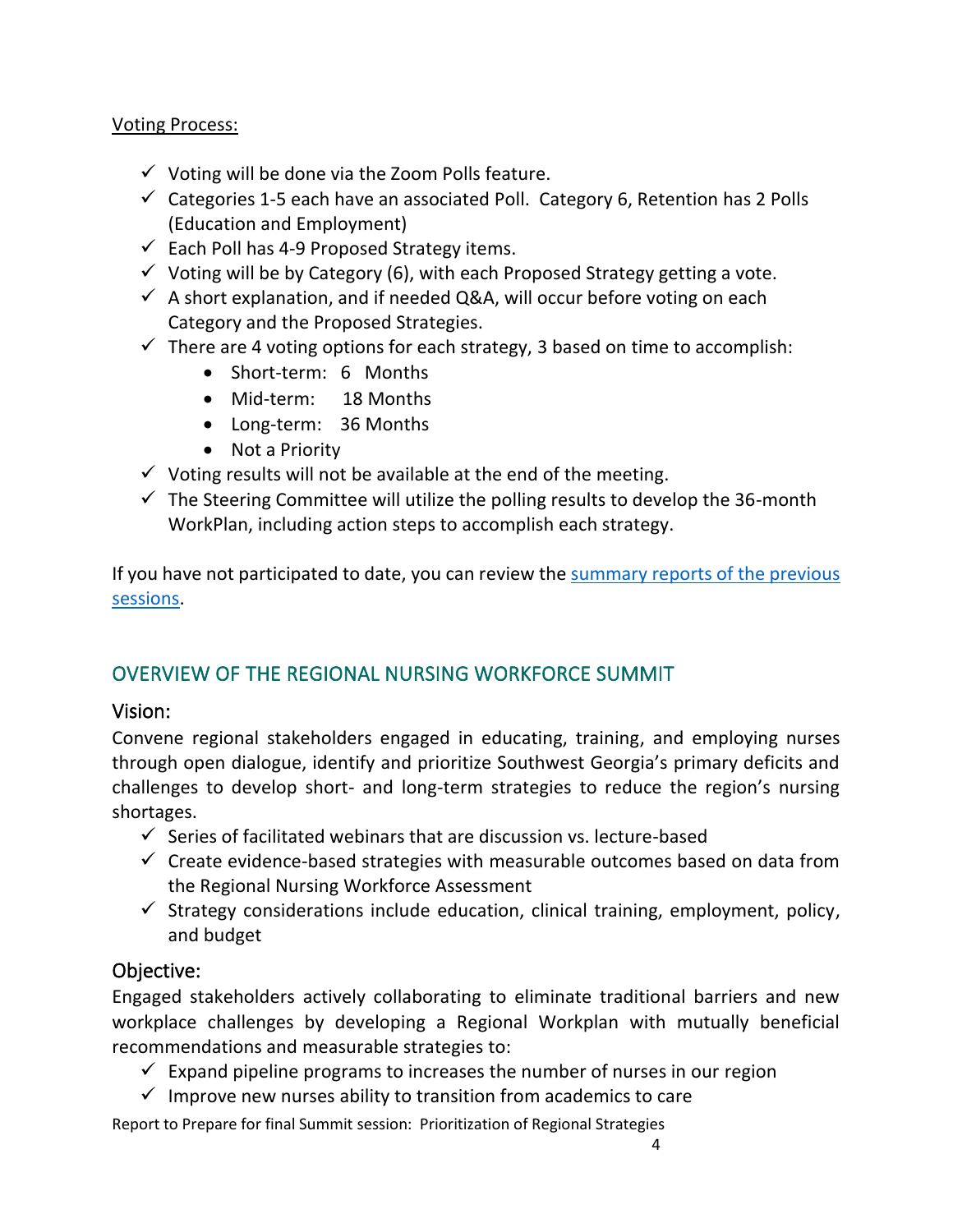Voting Process:

- ✓ Voting will be done via the Zoom Polls feature.
- ✓ Categories 1-5 each have an associated Poll. Category 6, Retention has 2 Polls (Education and Employment)
- ✓ Each Poll has 4-9 Proposed Strategy items.
- ✓ Voting will be by Category (6), with each Proposed Strategy getting a vote.
- ✓ A short explanation, and if needed Q&A, will occur before voting on each Category and the Proposed Strategies.
- ✓ There are 4 voting options for each strategy, 3 based on time to accomplish:
  - Short-term: 6 Months
  - Mid-term: 18 Months
  - Long-term: 36 Months
  - Not a Priority
- ✓ Voting results will not be available at the end of the meeting.
- ✓ The Steering Committee will utilize the polling results to develop the 36-month WorkPlan, including action steps to accomplish each strategy.

If you have not participated to date, you can review the summary reports of the previous sessions.

## OVERVIEW OF THE REGIONAL NURSING WORKFORCE SUMMIT

### Vision:

Convene regional stakeholders engaged in educating, training, and employing nurses through open dialogue, identify and prioritize Southwest Georgia's primary deficits and challenges to develop short- and long-term strategies to reduce the region's nursing shortages.

- ✓ Series of facilitated webinars that are discussion vs. lecture-based
- ✓ Create evidence-based strategies with measurable outcomes based on data from the Regional Nursing Workforce Assessment
- ✓ Strategy considerations include education, clinical training, employment, policy, and budget

### Objective:

Engaged stakeholders actively collaborating to eliminate traditional barriers and new workplace challenges by developing a Regional Workplan with mutually beneficial recommendations and measurable strategies to:

- ✓ Expand pipeline programs to increases the number of nurses in our region
- ✓ Improve new nurses ability to transition from academics to care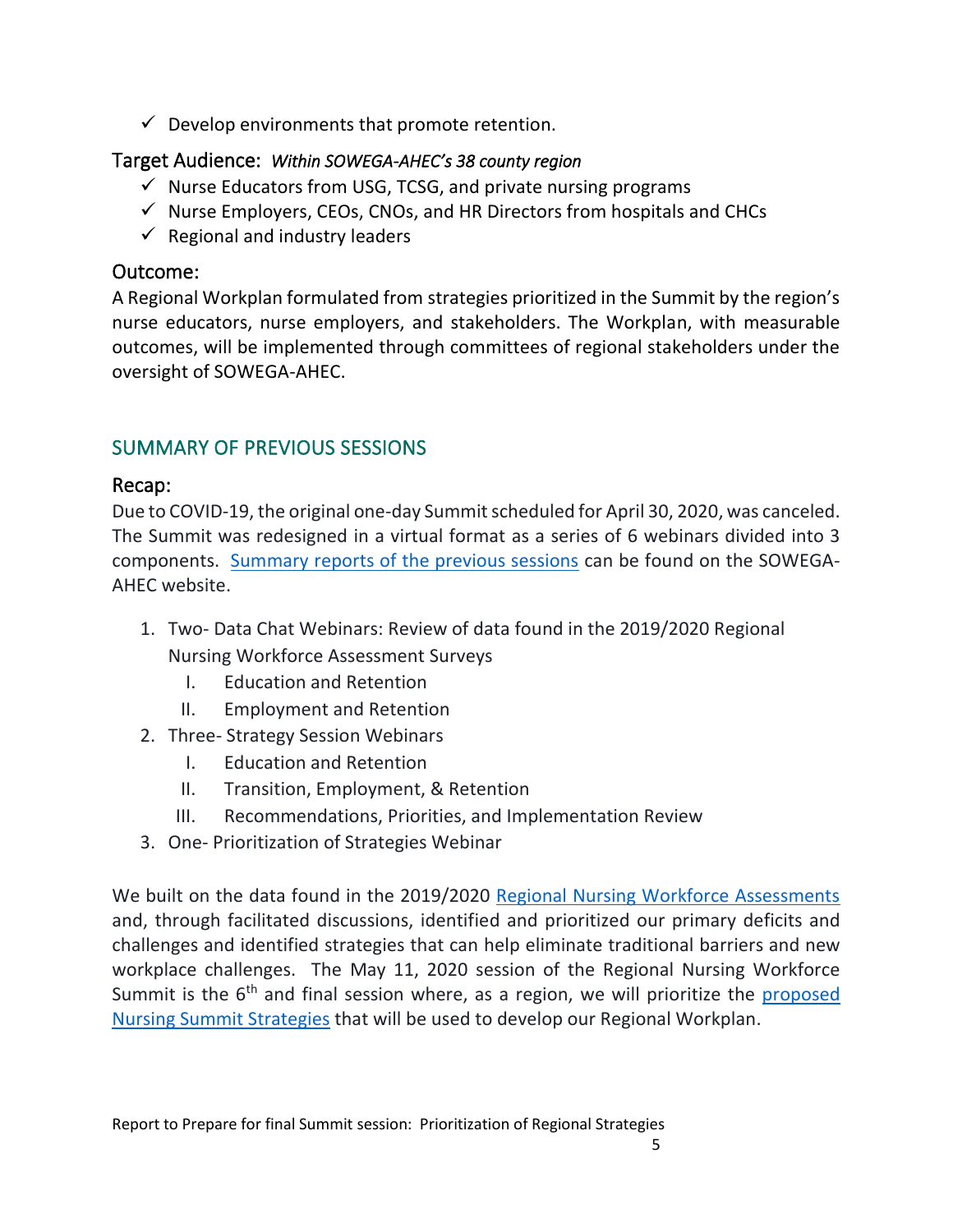- ✓ Develop environments that promote retention.

## Target Audience: *Within SOWEGA-AHEC's 38 county region*

- ✓ Nurse Educators from USG, TCSG, and private nursing programs
- ✓ Nurse Employers, CEOs, CNOs, and HR Directors from hospitals and CHCs
- ✓ Regional and industry leaders

## Outcome:

A Regional Workplan formulated from strategies prioritized in the Summit by the region's nurse educators, nurse employers, and stakeholders. The Workplan, with measurable outcomes, will be implemented through committees of regional stakeholders under the oversight of SOWEGA-AHEC.

# SUMMARY OF PREVIOUS SESSIONS

## Recap:

Due to COVID-19, the original one-day Summit scheduled for April 30, 2020, was canceled. The Summit was redesigned in a virtual format as a series of 6 webinars divided into 3 components. Summary reports of the previous sessions can be found on the SOWEGA-AHEC website.

1. Two- Data Chat Webinars: Review of data found in the 2019/2020 Regional Nursing Workforce Assessment Surveys
   I. Education and Retention
   II. Employment and Retention
2. Three- Strategy Session Webinars
   I. Education and Retention
   II. Transition, Employment, & Retention
   III. Recommendations, Priorities, and Implementation Review
3. One- Prioritization of Strategies Webinar

We built on the data found in the 2019/2020 Regional Nursing Workforce Assessments and, through facilitated discussions, identified and prioritized our primary deficits and challenges and identified strategies that can help eliminate traditional barriers and new workplace challenges. The May 11, 2020 session of the Regional Nursing Workforce Summit is the 6th and final session where, as a region, we will prioritize the proposed Nursing Summit Strategies that will be used to develop our Regional Workplan.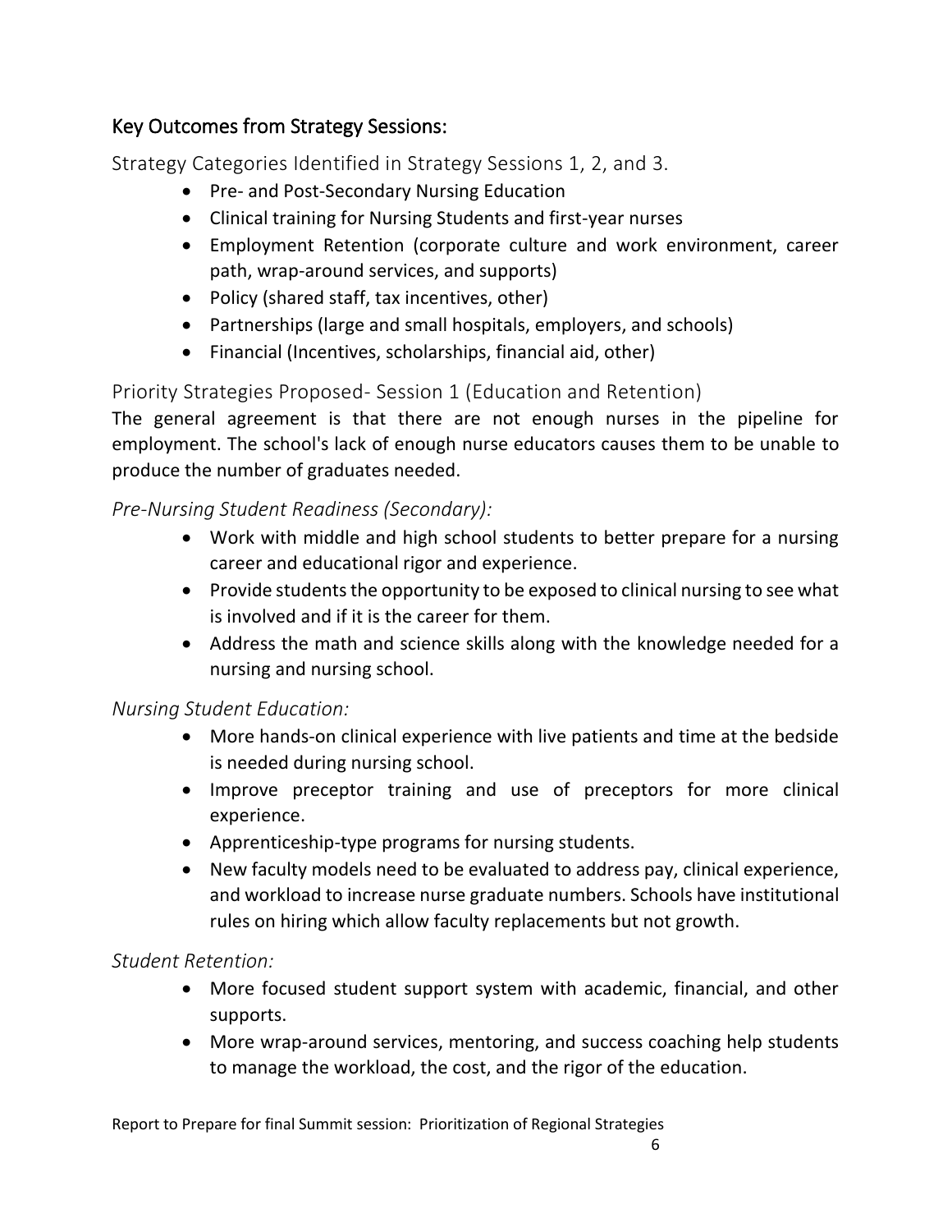## Key Outcomes from Strategy Sessions:

### Strategy Categories Identified in Strategy Sessions 1, 2, and 3.

- Pre- and Post-Secondary Nursing Education
- Clinical training for Nursing Students and first-year nurses
- Employment Retention (corporate culture and work environment, career path, wrap-around services, and supports)
- Policy (shared staff, tax incentives, other)
- Partnerships (large and small hospitals, employers, and schools)
- Financial (Incentives, scholarships, financial aid, other)

### Priority Strategies Proposed- Session 1 (Education and Retention)

The general agreement is that there are not enough nurses in the pipeline for employment. The school's lack of enough nurse educators causes them to be unable to produce the number of graduates needed.

*Pre-Nursing Student Readiness (Secondary):*

- Work with middle and high school students to better prepare for a nursing career and educational rigor and experience.
- Provide students the opportunity to be exposed to clinical nursing to see what is involved and if it is the career for them.
- Address the math and science skills along with the knowledge needed for a nursing and nursing school.

*Nursing Student Education:*

- More hands-on clinical experience with live patients and time at the bedside is needed during nursing school.
- Improve preceptor training and use of preceptors for more clinical experience.
- Apprenticeship-type programs for nursing students.
- New faculty models need to be evaluated to address pay, clinical experience, and workload to increase nurse graduate numbers. Schools have institutional rules on hiring which allow faculty replacements but not growth.

*Student Retention:*

- More focused student support system with academic, financial, and other supports.
- More wrap-around services, mentoring, and success coaching help students to manage the workload, the cost, and the rigor of the education.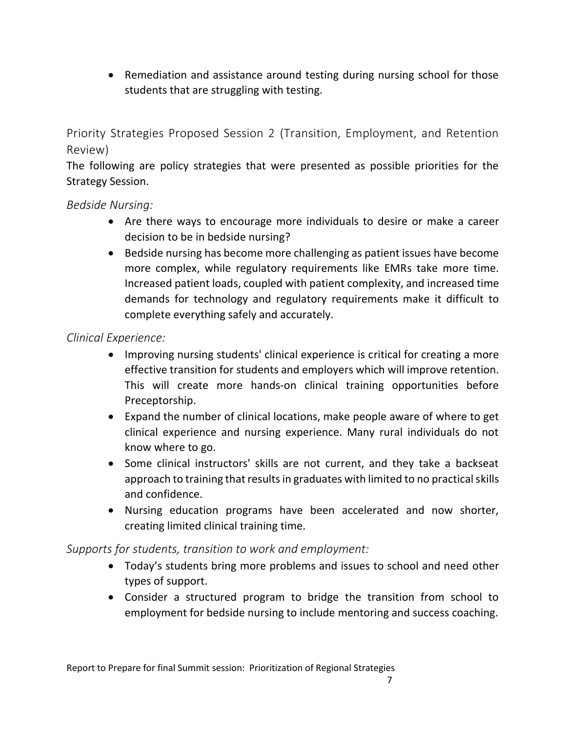- Remediation and assistance around testing during nursing school for those students that are struggling with testing.

## Priority Strategies Proposed Session 2 (Transition, Employment, and Retention Review)

The following are policy strategies that were presented as possible priorities for the Strategy Session.

*Bedside Nursing:*

- Are there ways to encourage more individuals to desire or make a career decision to be in bedside nursing?
- Bedside nursing has become more challenging as patient issues have become more complex, while regulatory requirements like EMRs take more time. Increased patient loads, coupled with patient complexity, and increased time demands for technology and regulatory requirements make it difficult to complete everything safely and accurately.

*Clinical Experience:*

- Improving nursing students' clinical experience is critical for creating a more effective transition for students and employers which will improve retention. This will create more hands-on clinical training opportunities before Preceptorship.
- Expand the number of clinical locations, make people aware of where to get clinical experience and nursing experience. Many rural individuals do not know where to go.
- Some clinical instructors' skills are not current, and they take a backseat approach to training that results in graduates with limited to no practical skills and confidence.
- Nursing education programs have been accelerated and now shorter, creating limited clinical training time.

*Supports for students, transition to work and employment:*

- Today's students bring more problems and issues to school and need other types of support.
- Consider a structured program to bridge the transition from school to employment for bedside nursing to include mentoring and success coaching.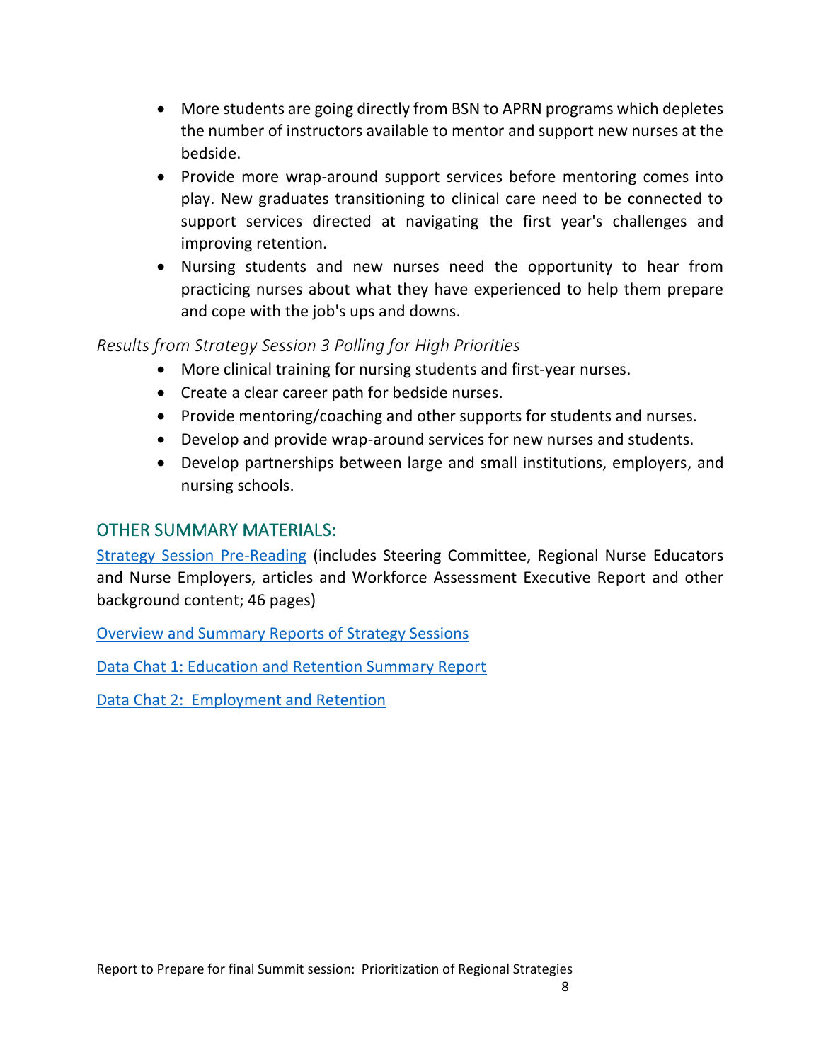- More students are going directly from BSN to APRN programs which depletes the number of instructors available to mentor and support new nurses at the bedside.
- Provide more wrap-around support services before mentoring comes into play. New graduates transitioning to clinical care need to be connected to support services directed at navigating the first year's challenges and improving retention.
- Nursing students and new nurses need the opportunity to hear from practicing nurses about what they have experienced to help them prepare and cope with the job's ups and downs.

*Results from Strategy Session 3 Polling for High Priorities*

- More clinical training for nursing students and first-year nurses.
- Create a clear career path for bedside nurses.
- Provide mentoring/coaching and other supports for students and nurses.
- Develop and provide wrap-around services for new nurses and students.
- Develop partnerships between large and small institutions, employers, and nursing schools.

## OTHER SUMMARY MATERIALS:

Strategy Session Pre-Reading (includes Steering Committee, Regional Nurse Educators and Nurse Employers, articles and Workforce Assessment Executive Report and other background content; 46 pages)

Overview and Summary Reports of Strategy Sessions

Data Chat 1: Education and Retention Summary Report

Data Chat 2: Employment and Retention